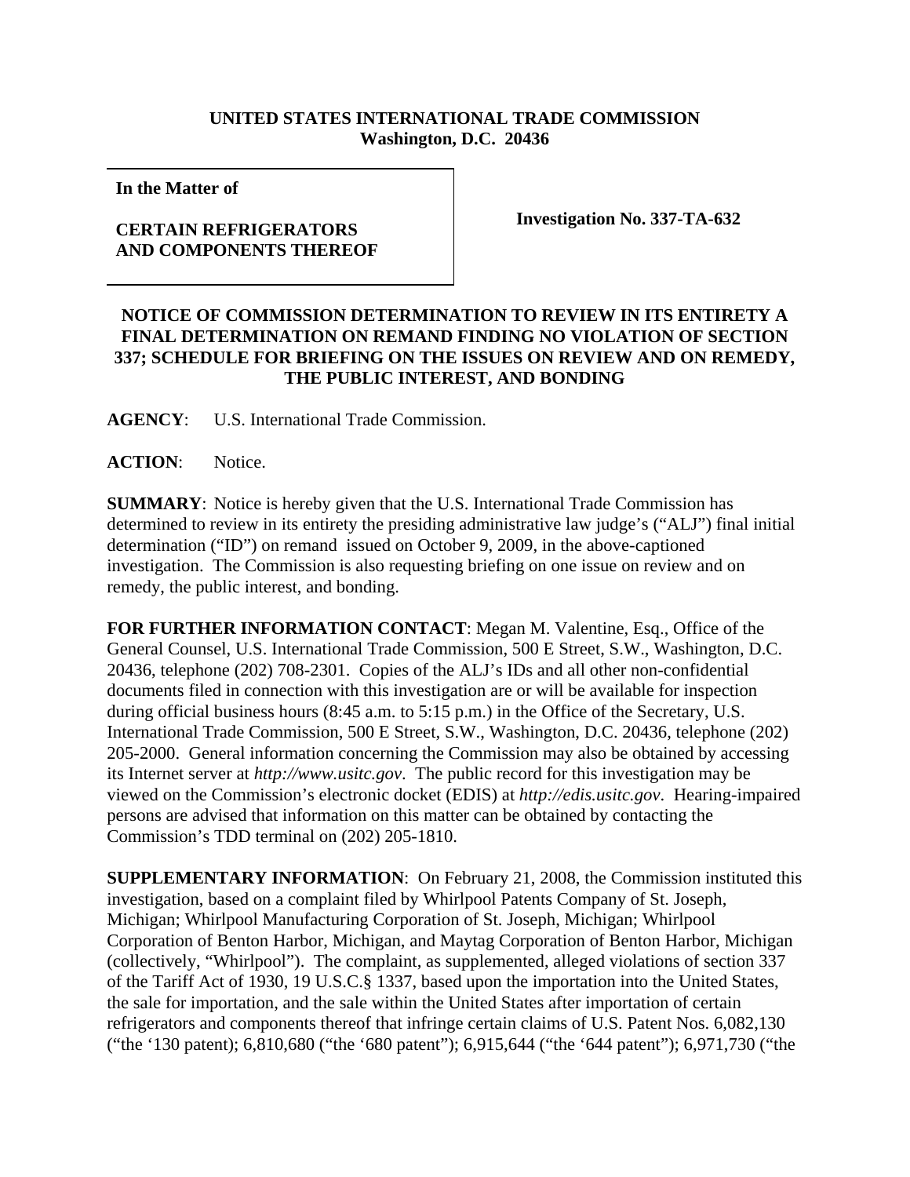**UNITED STATES INTERNATIONAL TRADE COMMISSION**
**Washington, D.C. 20436**

**In the Matter of**

**CERTAIN REFRIGERATORS AND COMPONENTS THEREOF**

**Investigation No. 337-TA-632**

## NOTICE OF COMMISSION DETERMINATION TO REVIEW IN ITS ENTIRETY A FINAL DETERMINATION ON REMAND FINDING NO VIOLATION OF SECTION 337; SCHEDULE FOR BRIEFING ON THE ISSUES ON REVIEW AND ON REMEDY, THE PUBLIC INTEREST, AND BONDING

**AGENCY**: U.S. International Trade Commission.

**ACTION**: Notice.

**SUMMARY**: Notice is hereby given that the U.S. International Trade Commission has determined to review in its entirety the presiding administrative law judge's ("ALJ") final initial determination ("ID") on remand issued on October 9, 2009, in the above-captioned investigation. The Commission is also requesting briefing on one issue on review and on remedy, the public interest, and bonding.

**FOR FURTHER INFORMATION CONTACT**: Megan M. Valentine, Esq., Office of the General Counsel, U.S. International Trade Commission, 500 E Street, S.W., Washington, D.C. 20436, telephone (202) 708-2301. Copies of the ALJ's IDs and all other non-confidential documents filed in connection with this investigation are or will be available for inspection during official business hours (8:45 a.m. to 5:15 p.m.) in the Office of the Secretary, U.S. International Trade Commission, 500 E Street, S.W., Washington, D.C. 20436, telephone (202) 205-2000. General information concerning the Commission may also be obtained by accessing its Internet server at *http://www.usitc.gov*. The public record for this investigation may be viewed on the Commission's electronic docket (EDIS) at *http://edis.usitc.gov*. Hearing-impaired persons are advised that information on this matter can be obtained by contacting the Commission's TDD terminal on (202) 205-1810.

**SUPPLEMENTARY INFORMATION**: On February 21, 2008, the Commission instituted this investigation, based on a complaint filed by Whirlpool Patents Company of St. Joseph, Michigan; Whirlpool Manufacturing Corporation of St. Joseph, Michigan; Whirlpool Corporation of Benton Harbor, Michigan, and Maytag Corporation of Benton Harbor, Michigan (collectively, "Whirlpool"). The complaint, as supplemented, alleged violations of section 337 of the Tariff Act of 1930, 19 U.S.C.§ 1337, based upon the importation into the United States, the sale for importation, and the sale within the United States after importation of certain refrigerators and components thereof that infringe certain claims of U.S. Patent Nos. 6,082,130 ("the '130 patent); 6,810,680 ("the '680 patent"); 6,915,644 ("the '644 patent"); 6,971,730 ("the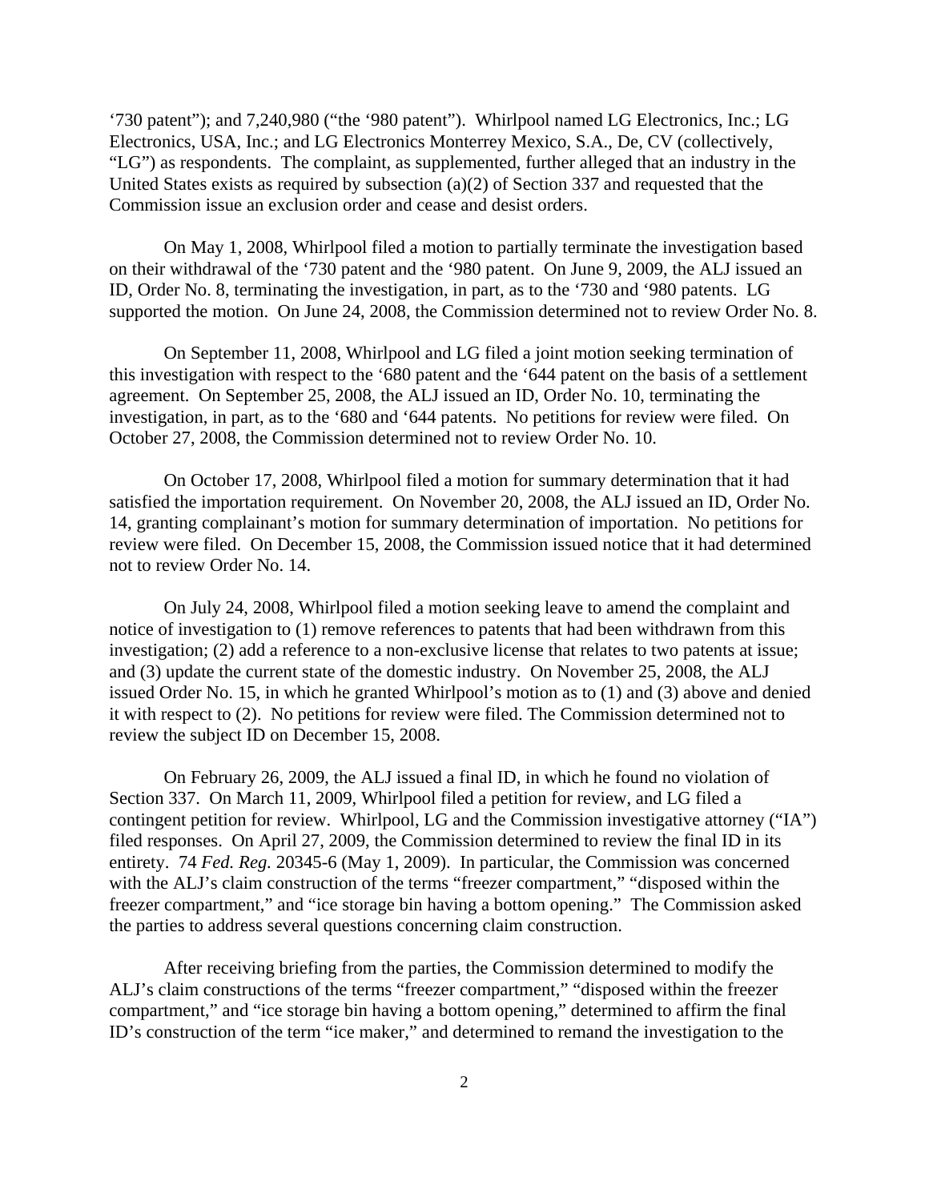'730 patent"); and 7,240,980 ("the '980 patent"). Whirlpool named LG Electronics, Inc.; LG Electronics, USA, Inc.; and LG Electronics Monterrey Mexico, S.A., De, CV (collectively, "LG") as respondents. The complaint, as supplemented, further alleged that an industry in the United States exists as required by subsection (a)(2) of Section 337 and requested that the Commission issue an exclusion order and cease and desist orders.

On May 1, 2008, Whirlpool filed a motion to partially terminate the investigation based on their withdrawal of the '730 patent and the '980 patent. On June 9, 2009, the ALJ issued an ID, Order No. 8, terminating the investigation, in part, as to the '730 and '980 patents. LG supported the motion. On June 24, 2008, the Commission determined not to review Order No. 8.

On September 11, 2008, Whirlpool and LG filed a joint motion seeking termination of this investigation with respect to the '680 patent and the '644 patent on the basis of a settlement agreement. On September 25, 2008, the ALJ issued an ID, Order No. 10, terminating the investigation, in part, as to the '680 and '644 patents. No petitions for review were filed. On October 27, 2008, the Commission determined not to review Order No. 10.

On October 17, 2008, Whirlpool filed a motion for summary determination that it had satisfied the importation requirement. On November 20, 2008, the ALJ issued an ID, Order No. 14, granting complainant's motion for summary determination of importation. No petitions for review were filed. On December 15, 2008, the Commission issued notice that it had determined not to review Order No. 14.

On July 24, 2008, Whirlpool filed a motion seeking leave to amend the complaint and notice of investigation to (1) remove references to patents that had been withdrawn from this investigation; (2) add a reference to a non-exclusive license that relates to two patents at issue; and (3) update the current state of the domestic industry. On November 25, 2008, the ALJ issued Order No. 15, in which he granted Whirlpool's motion as to (1) and (3) above and denied it with respect to (2). No petitions for review were filed. The Commission determined not to review the subject ID on December 15, 2008.

On February 26, 2009, the ALJ issued a final ID, in which he found no violation of Section 337. On March 11, 2009, Whirlpool filed a petition for review, and LG filed a contingent petition for review. Whirlpool, LG and the Commission investigative attorney ("IA") filed responses. On April 27, 2009, the Commission determined to review the final ID in its entirety. 74 *Fed. Reg.* 20345-6 (May 1, 2009). In particular, the Commission was concerned with the ALJ's claim construction of the terms "freezer compartment," "disposed within the freezer compartment," and "ice storage bin having a bottom opening." The Commission asked the parties to address several questions concerning claim construction.

After receiving briefing from the parties, the Commission determined to modify the ALJ's claim constructions of the terms "freezer compartment," "disposed within the freezer compartment," and "ice storage bin having a bottom opening," determined to affirm the final ID's construction of the term "ice maker," and determined to remand the investigation to the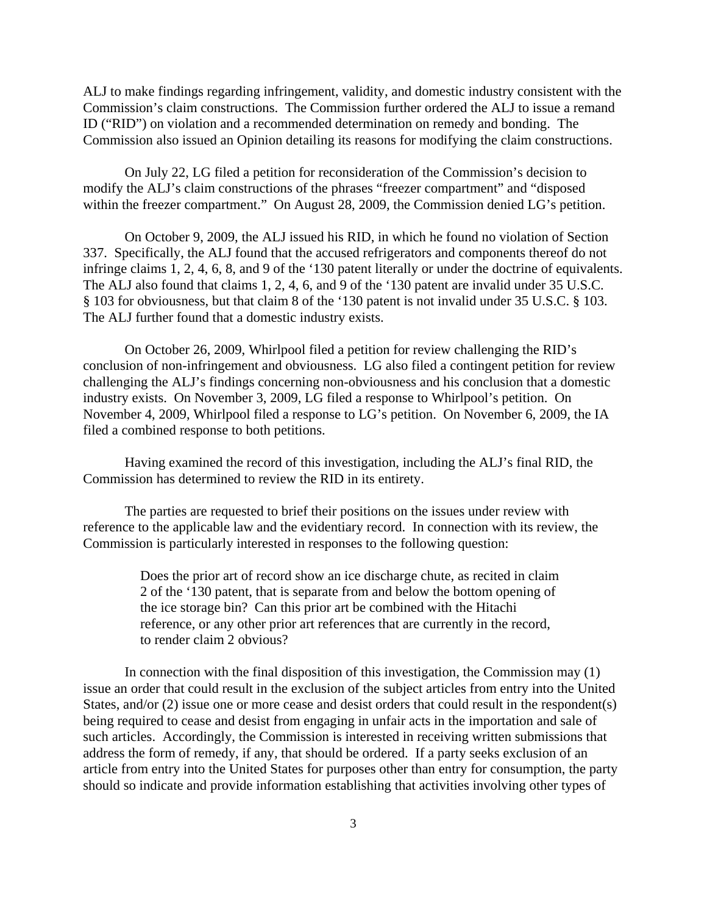ALJ to make findings regarding infringement, validity, and domestic industry consistent with the Commission's claim constructions. The Commission further ordered the ALJ to issue a remand ID ("RID") on violation and a recommended determination on remedy and bonding. The Commission also issued an Opinion detailing its reasons for modifying the claim constructions.

On July 22, LG filed a petition for reconsideration of the Commission's decision to modify the ALJ's claim constructions of the phrases "freezer compartment" and "disposed within the freezer compartment." On August 28, 2009, the Commission denied LG's petition.

On October 9, 2009, the ALJ issued his RID, in which he found no violation of Section 337. Specifically, the ALJ found that the accused refrigerators and components thereof do not infringe claims 1, 2, 4, 6, 8, and 9 of the '130 patent literally or under the doctrine of equivalents. The ALJ also found that claims 1, 2, 4, 6, and 9 of the '130 patent are invalid under 35 U.S.C. § 103 for obviousness, but that claim 8 of the '130 patent is not invalid under 35 U.S.C. § 103. The ALJ further found that a domestic industry exists.

On October 26, 2009, Whirlpool filed a petition for review challenging the RID's conclusion of non-infringement and obviousness. LG also filed a contingent petition for review challenging the ALJ's findings concerning non-obviousness and his conclusion that a domestic industry exists. On November 3, 2009, LG filed a response to Whirlpool's petition. On November 4, 2009, Whirlpool filed a response to LG's petition. On November 6, 2009, the IA filed a combined response to both petitions.

Having examined the record of this investigation, including the ALJ's final RID, the Commission has determined to review the RID in its entirety.

The parties are requested to brief their positions on the issues under review with reference to the applicable law and the evidentiary record. In connection with its review, the Commission is particularly interested in responses to the following question:

> Does the prior art of record show an ice discharge chute, as recited in claim 2 of the '130 patent, that is separate from and below the bottom opening of the ice storage bin? Can this prior art be combined with the Hitachi reference, or any other prior art references that are currently in the record, to render claim 2 obvious?

In connection with the final disposition of this investigation, the Commission may (1) issue an order that could result in the exclusion of the subject articles from entry into the United States, and/or (2) issue one or more cease and desist orders that could result in the respondent(s) being required to cease and desist from engaging in unfair acts in the importation and sale of such articles. Accordingly, the Commission is interested in receiving written submissions that address the form of remedy, if any, that should be ordered. If a party seeks exclusion of an article from entry into the United States for purposes other than entry for consumption, the party should so indicate and provide information establishing that activities involving other types of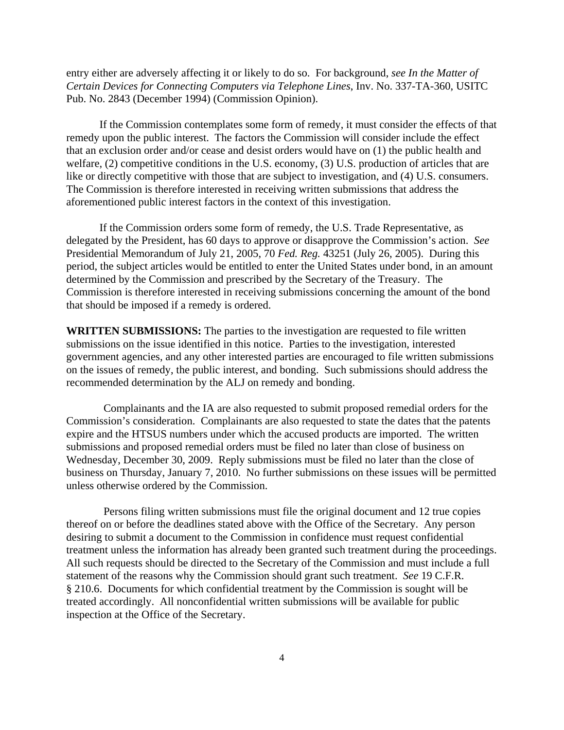entry either are adversely affecting it or likely to do so. For background, *see In the Matter of Certain Devices for Connecting Computers via Telephone Lines*, Inv. No. 337-TA-360, USITC Pub. No. 2843 (December 1994) (Commission Opinion).

If the Commission contemplates some form of remedy, it must consider the effects of that remedy upon the public interest. The factors the Commission will consider include the effect that an exclusion order and/or cease and desist orders would have on (1) the public health and welfare, (2) competitive conditions in the U.S. economy, (3) U.S. production of articles that are like or directly competitive with those that are subject to investigation, and (4) U.S. consumers. The Commission is therefore interested in receiving written submissions that address the aforementioned public interest factors in the context of this investigation.

If the Commission orders some form of remedy, the U.S. Trade Representative, as delegated by the President, has 60 days to approve or disapprove the Commission's action. *See* Presidential Memorandum of July 21, 2005, 70 *Fed. Reg.* 43251 (July 26, 2005). During this period, the subject articles would be entitled to enter the United States under bond, in an amount determined by the Commission and prescribed by the Secretary of the Treasury. The Commission is therefore interested in receiving submissions concerning the amount of the bond that should be imposed if a remedy is ordered.

**WRITTEN SUBMISSIONS:** The parties to the investigation are requested to file written submissions on the issue identified in this notice. Parties to the investigation, interested government agencies, and any other interested parties are encouraged to file written submissions on the issues of remedy, the public interest, and bonding. Such submissions should address the recommended determination by the ALJ on remedy and bonding.

Complainants and the IA are also requested to submit proposed remedial orders for the Commission's consideration. Complainants are also requested to state the dates that the patents expire and the HTSUS numbers under which the accused products are imported. The written submissions and proposed remedial orders must be filed no later than close of business on Wednesday, December 30, 2009. Reply submissions must be filed no later than the close of business on Thursday, January 7, 2010. No further submissions on these issues will be permitted unless otherwise ordered by the Commission.

Persons filing written submissions must file the original document and 12 true copies thereof on or before the deadlines stated above with the Office of the Secretary. Any person desiring to submit a document to the Commission in confidence must request confidential treatment unless the information has already been granted such treatment during the proceedings. All such requests should be directed to the Secretary of the Commission and must include a full statement of the reasons why the Commission should grant such treatment. *See* 19 C.F.R. § 210.6. Documents for which confidential treatment by the Commission is sought will be treated accordingly. All nonconfidential written submissions will be available for public inspection at the Office of the Secretary.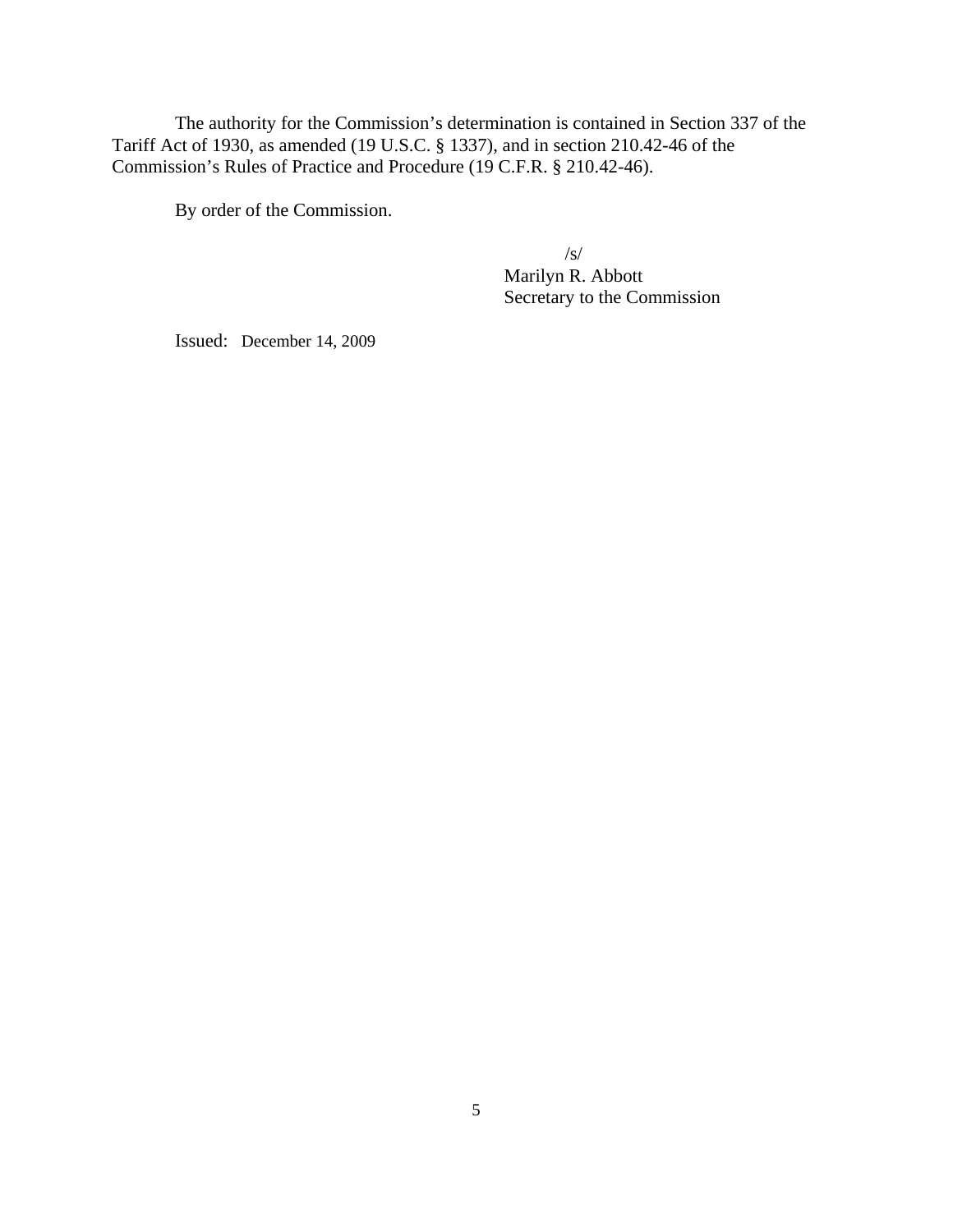The authority for the Commission's determination is contained in Section 337 of the Tariff Act of 1930, as amended (19 U.S.C. § 1337), and in section 210.42-46 of the Commission's Rules of Practice and Procedure (19 C.F.R. § 210.42-46).

By order of the Commission.

/s/  
Marilyn R. Abbott  
Secretary to the Commission

Issued: December 14, 2009